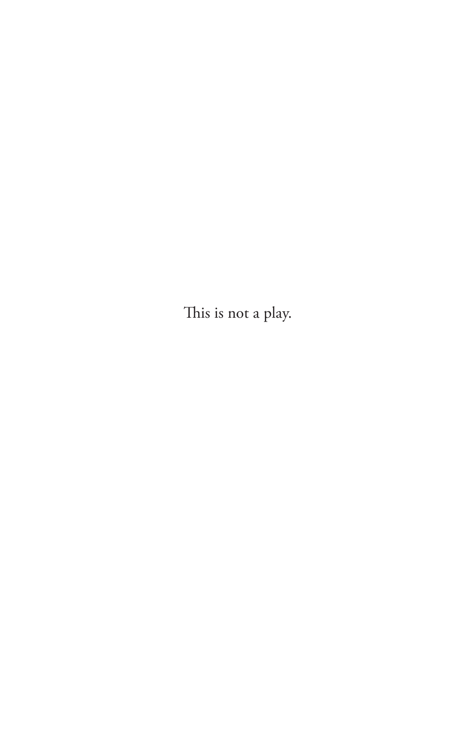This is not a play.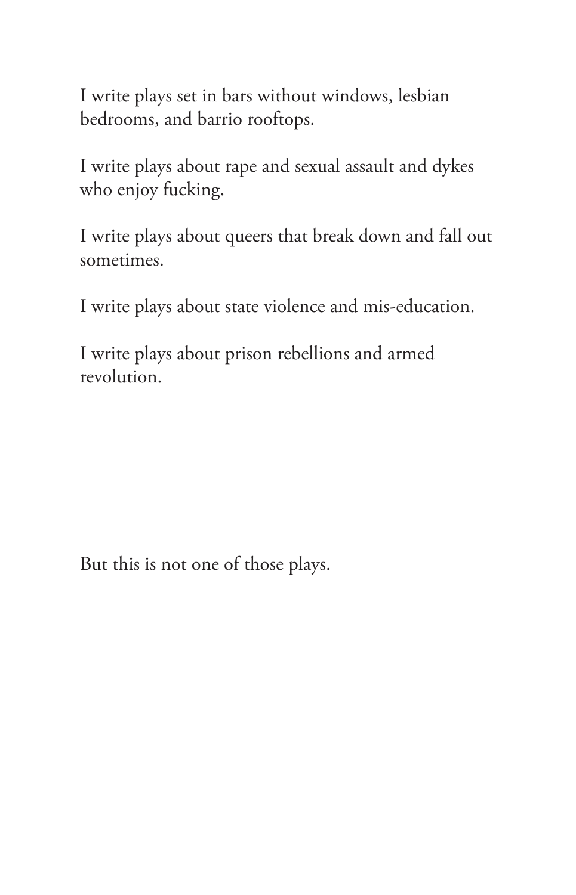I write plays set in bars without windows, lesbian bedrooms, and barrio rooftops.

I write plays about rape and sexual assault and dykes who enjoy fucking.

I write plays about queers that break down and fall out sometimes.

I write plays about state violence and mis-education.

I write plays about prison rebellions and armed revolution.

But this is not one of those plays.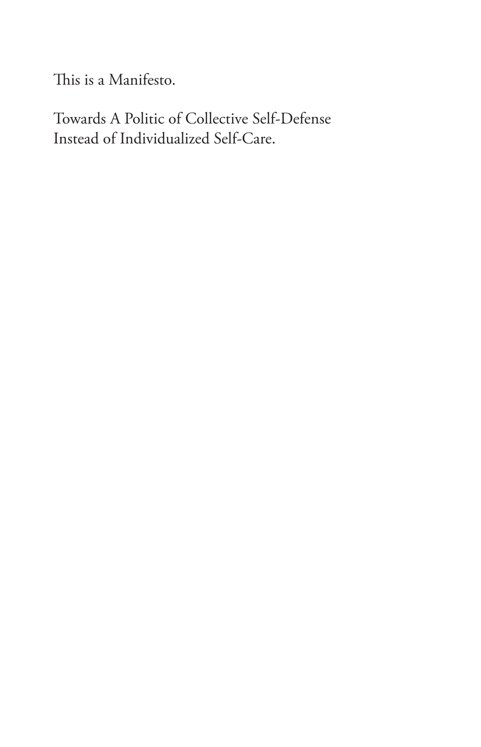This is a Manifesto.

Towards A Politic of Collective Self-Defense
Instead of Individualized Self-Care.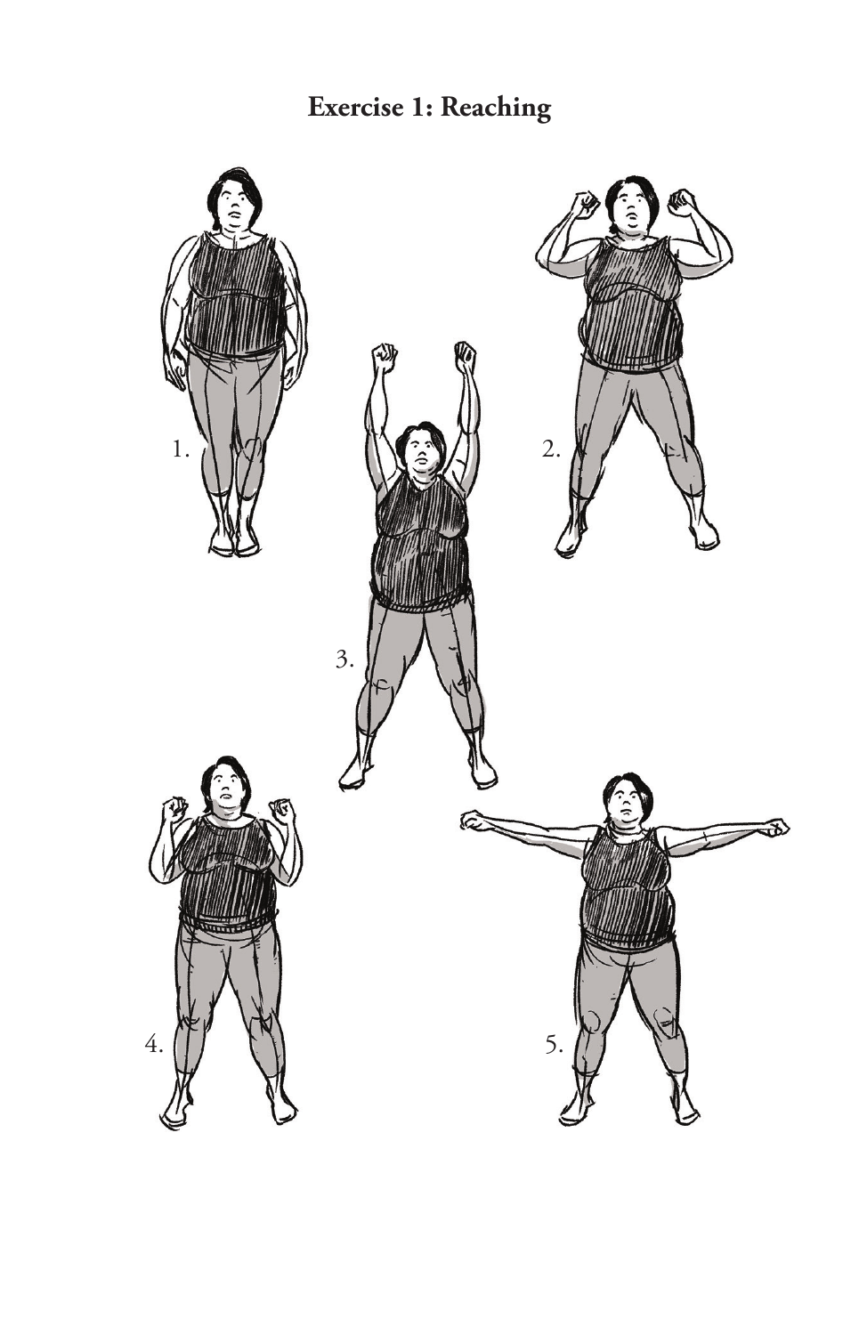## Exercise 1: Reaching

1.

2.

3.

4.

5.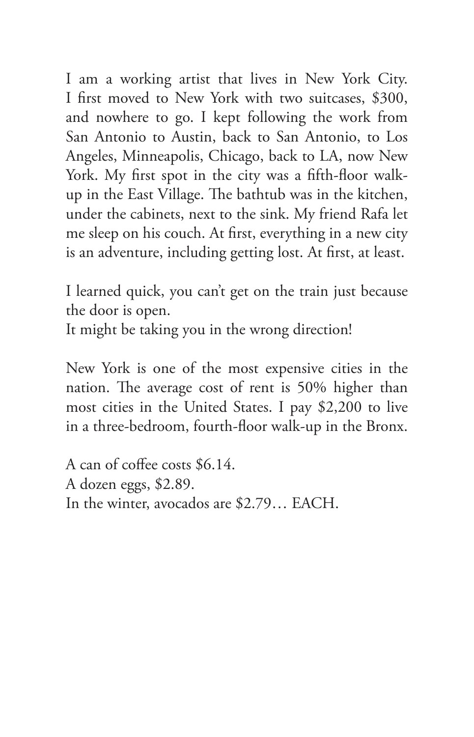I am a working artist that lives in New York City. I first moved to New York with two suitcases, $300, and nowhere to go. I kept following the work from San Antonio to Austin, back to San Antonio, to Los Angeles, Minneapolis, Chicago, back to LA, now New York. My first spot in the city was a fifth-floor walk-up in the East Village. The bathtub was in the kitchen, under the cabinets, next to the sink. My friend Rafa let me sleep on his couch. At first, everything in a new city is an adventure, including getting lost. At first, at least.

I learned quick, you can't get on the train just because the door is open.
It might be taking you in the wrong direction!

New York is one of the most expensive cities in the nation. The average cost of rent is 50% higher than most cities in the United States. I pay $2,200 to live in a three-bedroom, fourth-floor walk-up in the Bronx.

A can of coffee costs $6.14.
A dozen eggs, $2.89.
In the winter, avocados are $2.79… EACH.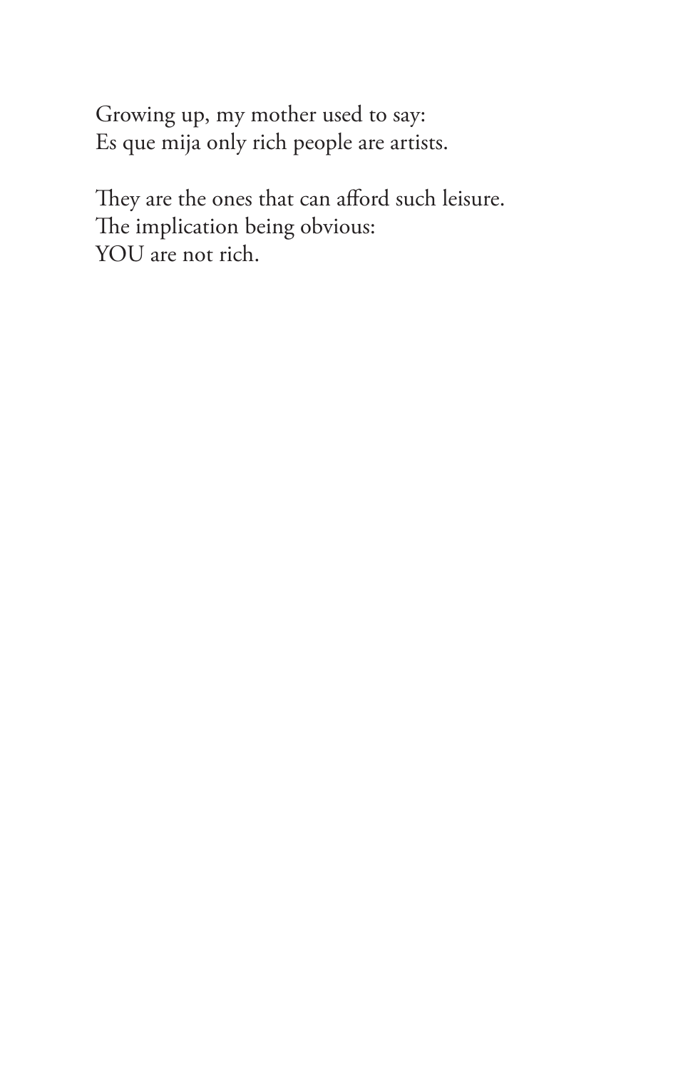Growing up, my mother used to say:
Es que mija only rich people are artists.

They are the ones that can afford such leisure.
The implication being obvious:
YOU are not rich.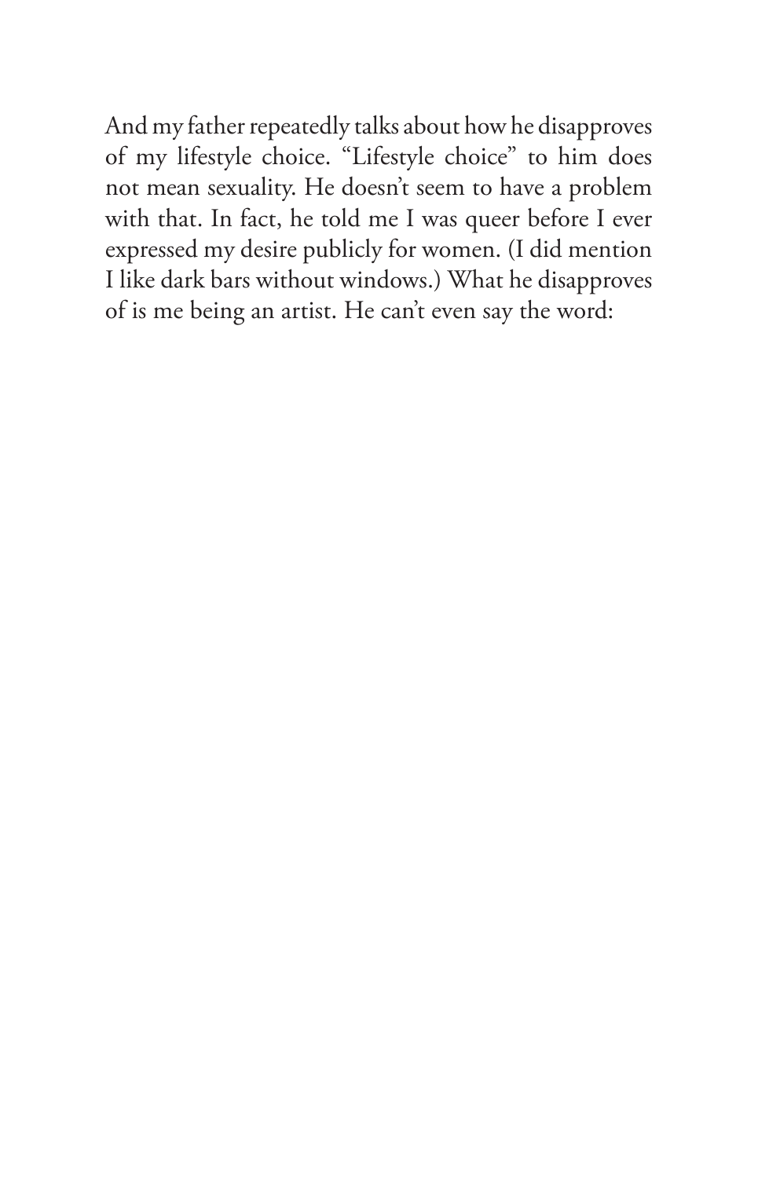And my father repeatedly talks about how he disapproves of my lifestyle choice. "Lifestyle choice" to him does not mean sexuality. He doesn't seem to have a problem with that. In fact, he told me I was queer before I ever expressed my desire publicly for women. (I did mention I like dark bars without windows.) What he disapproves of is me being an artist. He can't even say the word: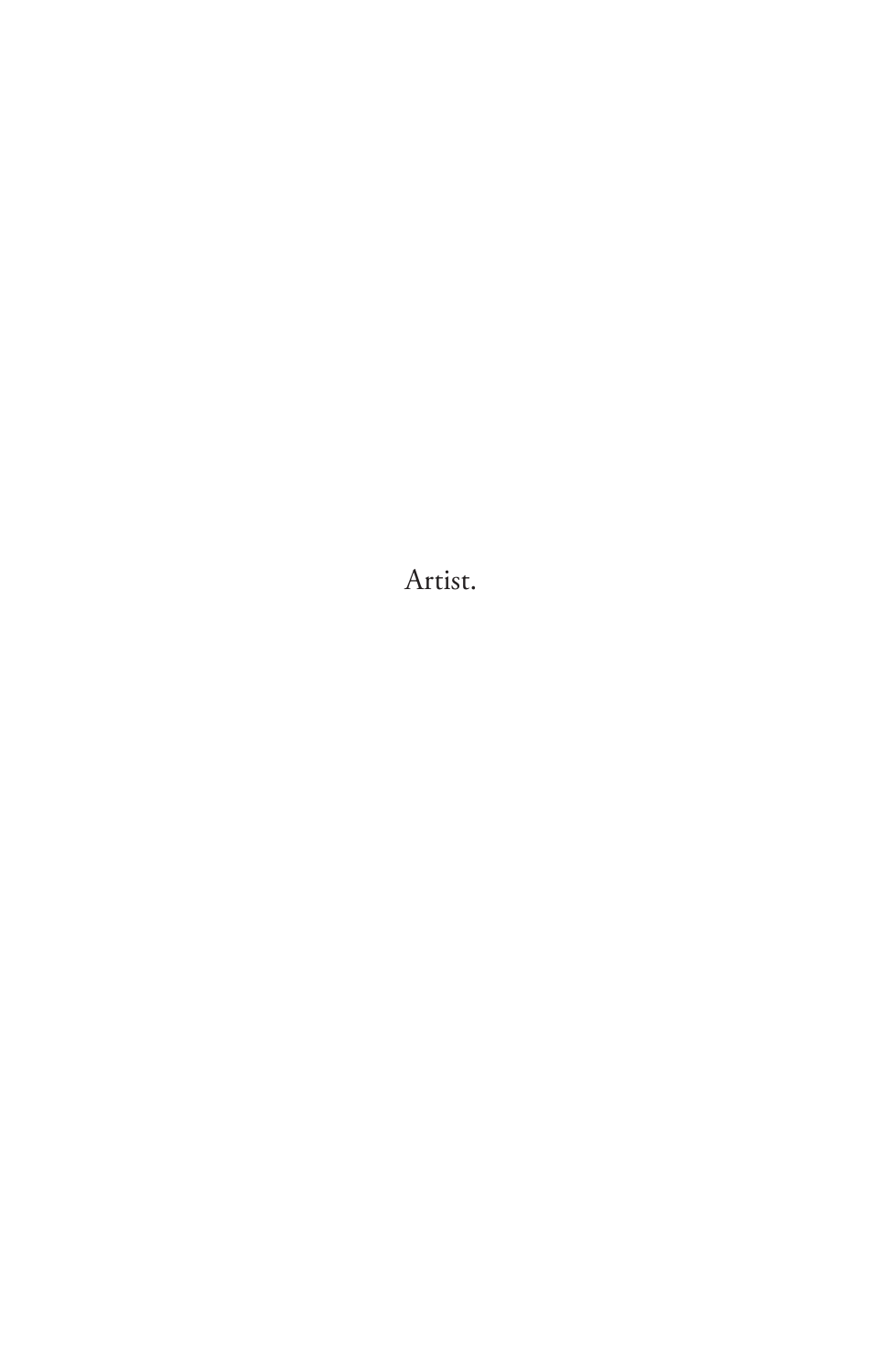Artist.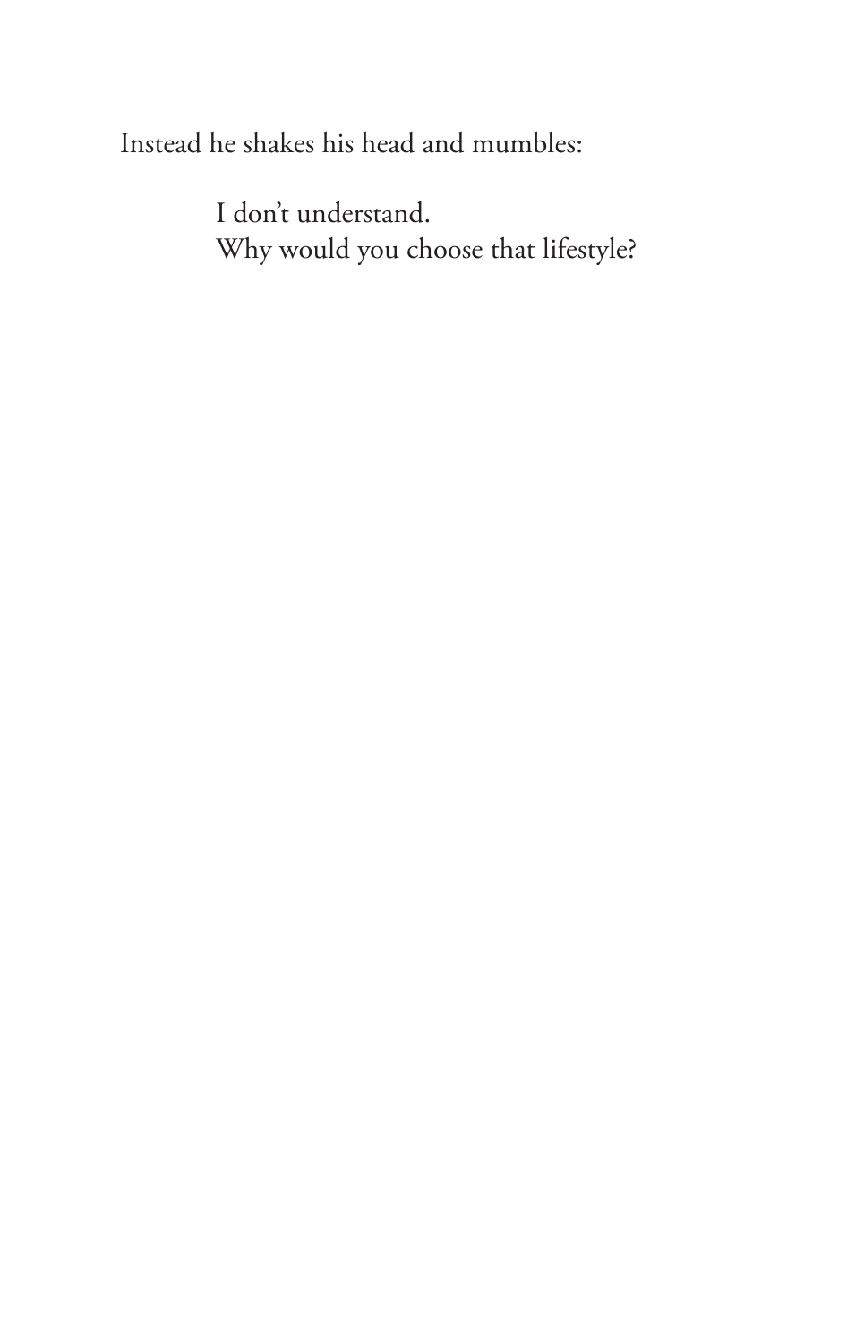Instead he shakes his head and mumbles:

> I don't understand.
> Why would you choose that lifestyle?